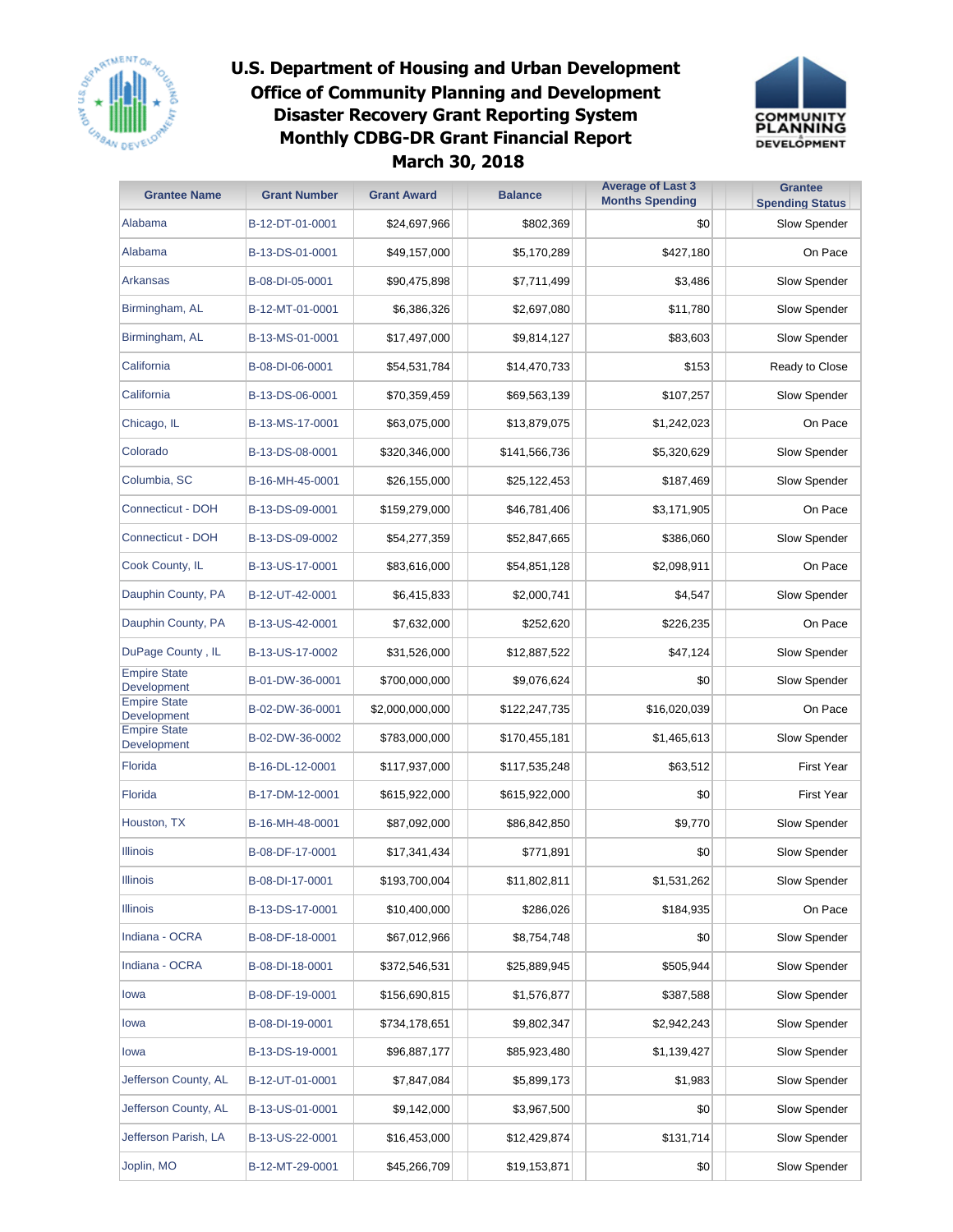# U.S. Department of Housing and Urban Development
## Office of Community Planning and Development
## Disaster Recovery Grant Reporting System
## Monthly CDBG-DR Grant Financial Report
## March 30, 2018

| Grantee Name | Grant Number | Grant Award | Balance | Average of Last 3 Months Spending | Grantee Spending Status |
|---|---|---|---|---|---|
| Alabama | B-12-DT-01-0001 | $24,697,966 | $802,369 | $0 | Slow Spender |
| Alabama | B-13-DS-01-0001 | $49,157,000 | $5,170,289 | $427,180 | On Pace |
| Arkansas | B-08-DI-05-0001 | $90,475,898 | $7,711,499 | $3,486 | Slow Spender |
| Birmingham, AL | B-12-MT-01-0001 | $6,386,326 | $2,697,080 | $11,780 | Slow Spender |
| Birmingham, AL | B-13-MS-01-0001 | $17,497,000 | $9,814,127 | $83,603 | Slow Spender |
| California | B-08-DI-06-0001 | $54,531,784 | $14,470,733 | $153 | Ready to Close |
| California | B-13-DS-06-0001 | $70,359,459 | $69,563,139 | $107,257 | Slow Spender |
| Chicago, IL | B-13-MS-17-0001 | $63,075,000 | $13,879,075 | $1,242,023 | On Pace |
| Colorado | B-13-DS-08-0001 | $320,346,000 | $141,566,736 | $5,320,629 | Slow Spender |
| Columbia, SC | B-16-MH-45-0001 | $26,155,000 | $25,122,453 | $187,469 | Slow Spender |
| Connecticut - DOH | B-13-DS-09-0001 | $159,279,000 | $46,781,406 | $3,171,905 | On Pace |
| Connecticut - DOH | B-13-DS-09-0002 | $54,277,359 | $52,847,665 | $386,060 | Slow Spender |
| Cook County, IL | B-13-US-17-0001 | $83,616,000 | $54,851,128 | $2,098,911 | On Pace |
| Dauphin County, PA | B-12-UT-42-0001 | $6,415,833 | $2,000,741 | $4,547 | Slow Spender |
| Dauphin County, PA | B-13-US-42-0001 | $7,632,000 | $252,620 | $226,235 | On Pace |
| DuPage County , IL | B-13-US-17-0002 | $31,526,000 | $12,887,522 | $47,124 | Slow Spender |
| Empire State Development | B-01-DW-36-0001 | $700,000,000 | $9,076,624 | $0 | Slow Spender |
| Empire State Development | B-02-DW-36-0001 | $2,000,000,000 | $122,247,735 | $16,020,039 | On Pace |
| Empire State Development | B-02-DW-36-0002 | $783,000,000 | $170,455,181 | $1,465,613 | Slow Spender |
| Florida | B-16-DL-12-0001 | $117,937,000 | $117,535,248 | $63,512 | First Year |
| Florida | B-17-DM-12-0001 | $615,922,000 | $615,922,000 | $0 | First Year |
| Houston, TX | B-16-MH-48-0001 | $87,092,000 | $86,842,850 | $9,770 | Slow Spender |
| Illinois | B-08-DF-17-0001 | $17,341,434 | $771,891 | $0 | Slow Spender |
| Illinois | B-08-DI-17-0001 | $193,700,004 | $11,802,811 | $1,531,262 | Slow Spender |
| Illinois | B-13-DS-17-0001 | $10,400,000 | $286,026 | $184,935 | On Pace |
| Indiana - OCRA | B-08-DF-18-0001 | $67,012,966 | $8,754,748 | $0 | Slow Spender |
| Indiana - OCRA | B-08-DI-18-0001 | $372,546,531 | $25,889,945 | $505,944 | Slow Spender |
| Iowa | B-08-DF-19-0001 | $156,690,815 | $1,576,877 | $387,588 | Slow Spender |
| Iowa | B-08-DI-19-0001 | $734,178,651 | $9,802,347 | $2,942,243 | Slow Spender |
| Iowa | B-13-DS-19-0001 | $96,887,177 | $85,923,480 | $1,139,427 | Slow Spender |
| Jefferson County, AL | B-12-UT-01-0001 | $7,847,084 | $5,899,173 | $1,983 | Slow Spender |
| Jefferson County, AL | B-13-US-01-0001 | $9,142,000 | $3,967,500 | $0 | Slow Spender |
| Jefferson Parish, LA | B-13-US-22-0001 | $16,453,000 | $12,429,874 | $131,714 | Slow Spender |
| Joplin, MO | B-12-MT-29-0001 | $45,266,709 | $19,153,871 | $0 | Slow Spender |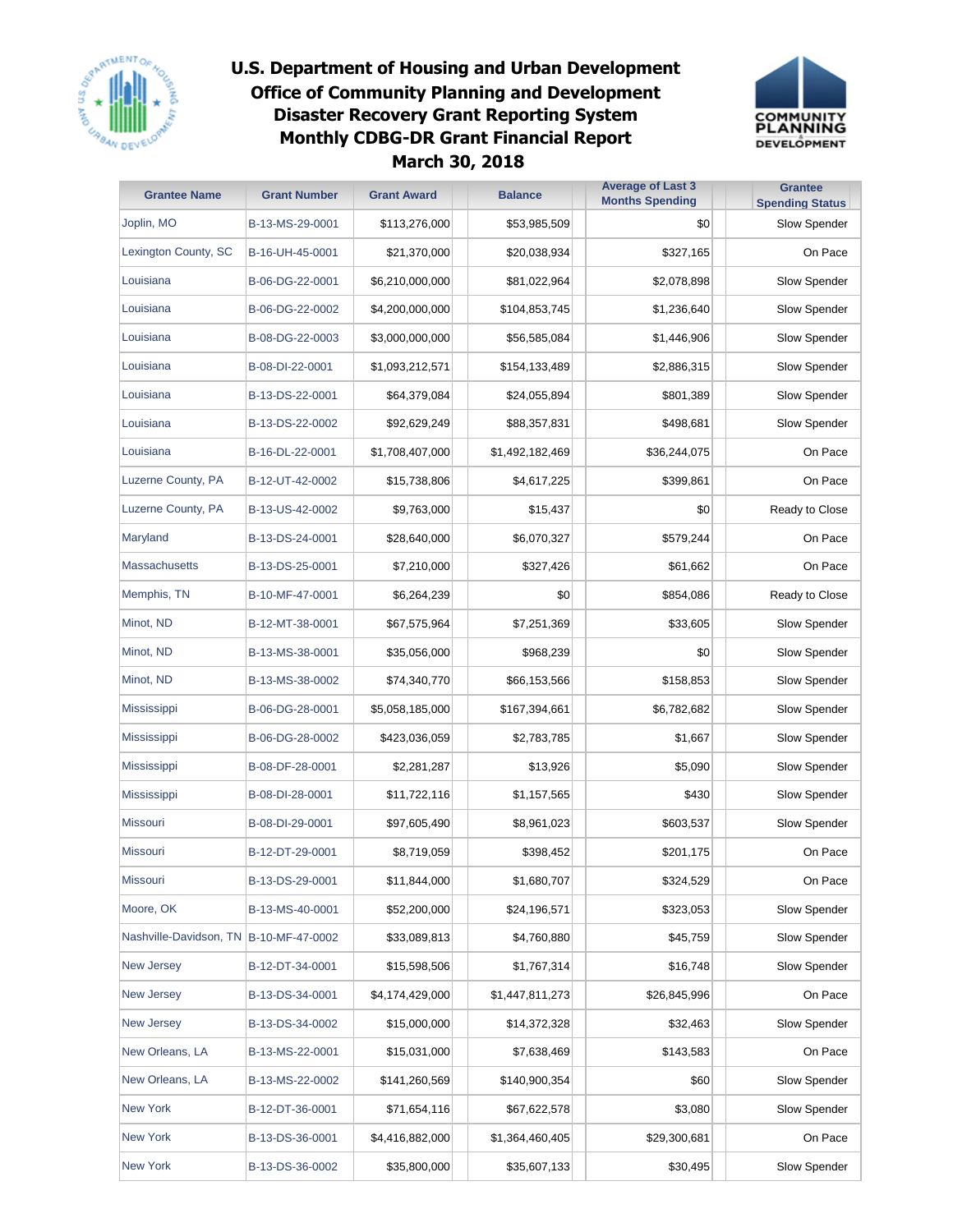# U.S. Department of Housing and Urban Development
# Office of Community Planning and Development
# Disaster Recovery Grant Reporting System
# Monthly CDBG-DR Grant Financial Report
# March 30, 2018

| Grantee Name | Grant Number | Grant Award | Balance | Average of Last 3 Months Spending | Grantee Spending Status |
|---|---|---|---|---|---|
| Joplin, MO | B-13-MS-29-0001 | $113,276,000 | $53,985,509 | $0 | Slow Spender |
| Lexington County, SC | B-16-UH-45-0001 | $21,370,000 | $20,038,934 | $327,165 | On Pace |
| Louisiana | B-06-DG-22-0001 | $6,210,000,000 | $81,022,964 | $2,078,898 | Slow Spender |
| Louisiana | B-06-DG-22-0002 | $4,200,000,000 | $104,853,745 | $1,236,640 | Slow Spender |
| Louisiana | B-08-DG-22-0003 | $3,000,000,000 | $56,585,084 | $1,446,906 | Slow Spender |
| Louisiana | B-08-DI-22-0001 | $1,093,212,571 | $154,133,489 | $2,886,315 | Slow Spender |
| Louisiana | B-13-DS-22-0001 | $64,379,084 | $24,055,894 | $801,389 | Slow Spender |
| Louisiana | B-13-DS-22-0002 | $92,629,249 | $88,357,831 | $498,681 | Slow Spender |
| Louisiana | B-16-DL-22-0001 | $1,708,407,000 | $1,492,182,469 | $36,244,075 | On Pace |
| Luzerne County, PA | B-12-UT-42-0002 | $15,738,806 | $4,617,225 | $399,861 | On Pace |
| Luzerne County, PA | B-13-US-42-0002 | $9,763,000 | $15,437 | $0 | Ready to Close |
| Maryland | B-13-DS-24-0001 | $28,640,000 | $6,070,327 | $579,244 | On Pace |
| Massachusetts | B-13-DS-25-0001 | $7,210,000 | $327,426 | $61,662 | On Pace |
| Memphis, TN | B-10-MF-47-0001 | $6,264,239 | $0 | $854,086 | Ready to Close |
| Minot, ND | B-12-MT-38-0001 | $67,575,964 | $7,251,369 | $33,605 | Slow Spender |
| Minot, ND | B-13-MS-38-0001 | $35,056,000 | $968,239 | $0 | Slow Spender |
| Minot, ND | B-13-MS-38-0002 | $74,340,770 | $66,153,566 | $158,853 | Slow Spender |
| Mississippi | B-06-DG-28-0001 | $5,058,185,000 | $167,394,661 | $6,782,682 | Slow Spender |
| Mississippi | B-06-DG-28-0002 | $423,036,059 | $2,783,785 | $1,667 | Slow Spender |
| Mississippi | B-08-DF-28-0001 | $2,281,287 | $13,926 | $5,090 | Slow Spender |
| Mississippi | B-08-DI-28-0001 | $11,722,116 | $1,157,565 | $430 | Slow Spender |
| Missouri | B-08-DI-29-0001 | $97,605,490 | $8,961,023 | $603,537 | Slow Spender |
| Missouri | B-12-DT-29-0001 | $8,719,059 | $398,452 | $201,175 | On Pace |
| Missouri | B-13-DS-29-0001 | $11,844,000 | $1,680,707 | $324,529 | On Pace |
| Moore, OK | B-13-MS-40-0001 | $52,200,000 | $24,196,571 | $323,053 | Slow Spender |
| Nashville-Davidson, TN | B-10-MF-47-0002 | $33,089,813 | $4,760,880 | $45,759 | Slow Spender |
| New Jersey | B-12-DT-34-0001 | $15,598,506 | $1,767,314 | $16,748 | Slow Spender |
| New Jersey | B-13-DS-34-0001 | $4,174,429,000 | $1,447,811,273 | $26,845,996 | On Pace |
| New Jersey | B-13-DS-34-0002 | $15,000,000 | $14,372,328 | $32,463 | Slow Spender |
| New Orleans, LA | B-13-MS-22-0001 | $15,031,000 | $7,638,469 | $143,583 | On Pace |
| New Orleans, LA | B-13-MS-22-0002 | $141,260,569 | $140,900,354 | $60 | Slow Spender |
| New York | B-12-DT-36-0001 | $71,654,116 | $67,622,578 | $3,080 | Slow Spender |
| New York | B-13-DS-36-0001 | $4,416,882,000 | $1,364,460,405 | $29,300,681 | On Pace |
| New York | B-13-DS-36-0002 | $35,800,000 | $35,607,133 | $30,495 | Slow Spender |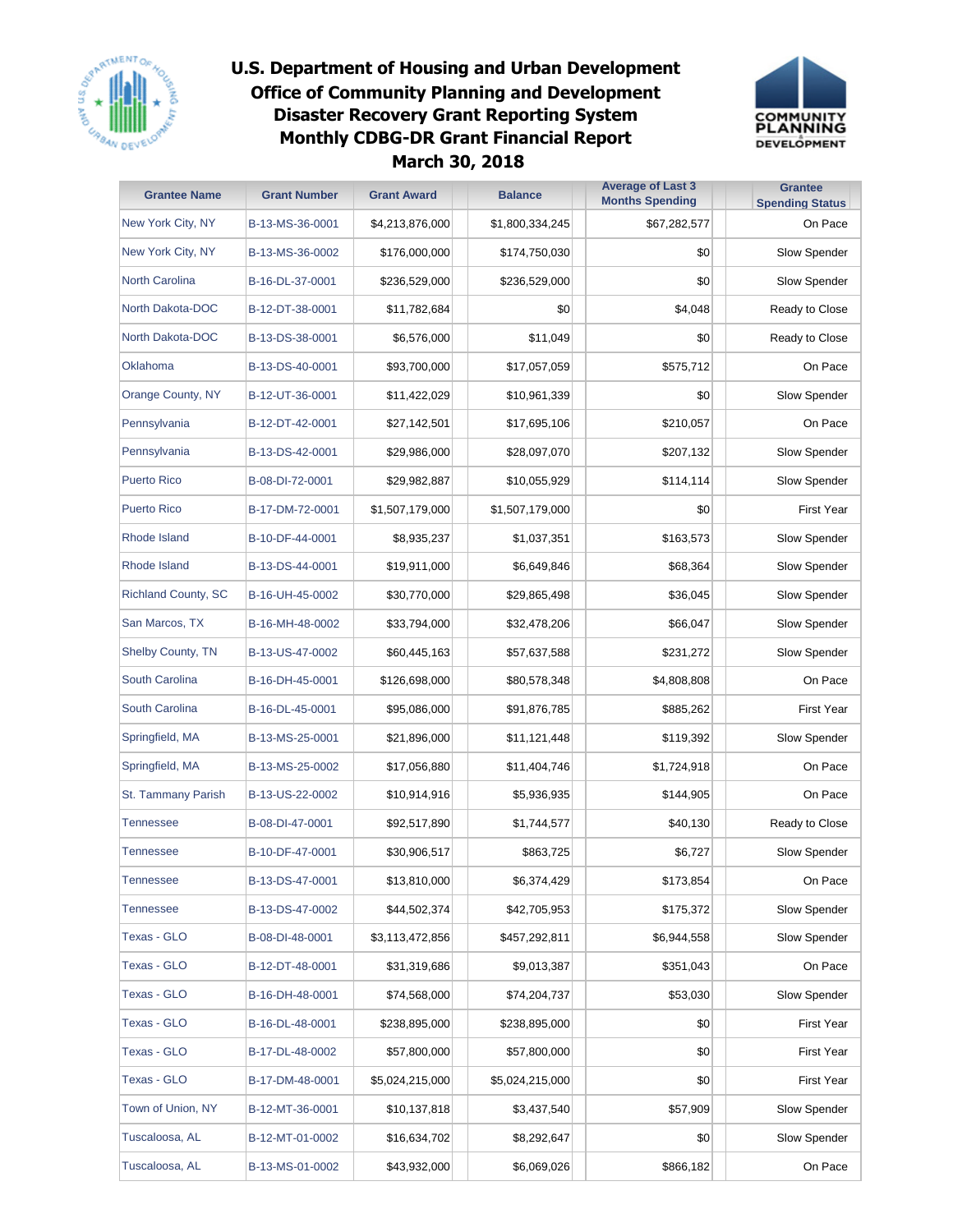# U.S. Department of Housing and Urban Development
## Office of Community Planning and Development
## Disaster Recovery Grant Reporting System
## Monthly CDBG-DR Grant Financial Report
## March 30, 2018

| Grantee Name | Grant Number | Grant Award | Balance | Average of Last 3 Months Spending | Grantee Spending Status |
|---|---|---|---|---|---|
| New York City, NY | B-13-MS-36-0001 | $4,213,876,000 | $1,800,334,245 | $67,282,577 | On Pace |
| New York City, NY | B-13-MS-36-0002 | $176,000,000 | $174,750,030 | $0 | Slow Spender |
| North Carolina | B-16-DL-37-0001 | $236,529,000 | $236,529,000 | $0 | Slow Spender |
| North Dakota-DOC | B-12-DT-38-0001 | $11,782,684 | $0 | $4,048 | Ready to Close |
| North Dakota-DOC | B-13-DS-38-0001 | $6,576,000 | $11,049 | $0 | Ready to Close |
| Oklahoma | B-13-DS-40-0001 | $93,700,000 | $17,057,059 | $575,712 | On Pace |
| Orange County, NY | B-12-UT-36-0001 | $11,422,029 | $10,961,339 | $0 | Slow Spender |
| Pennsylvania | B-12-DT-42-0001 | $27,142,501 | $17,695,106 | $210,057 | On Pace |
| Pennsylvania | B-13-DS-42-0001 | $29,986,000 | $28,097,070 | $207,132 | Slow Spender |
| Puerto Rico | B-08-DI-72-0001 | $29,982,887 | $10,055,929 | $114,114 | Slow Spender |
| Puerto Rico | B-17-DM-72-0001 | $1,507,179,000 | $1,507,179,000 | $0 | First Year |
| Rhode Island | B-10-DF-44-0001 | $8,935,237 | $1,037,351 | $163,573 | Slow Spender |
| Rhode Island | B-13-DS-44-0001 | $19,911,000 | $6,649,846 | $68,364 | Slow Spender |
| Richland County, SC | B-16-UH-45-0002 | $30,770,000 | $29,865,498 | $36,045 | Slow Spender |
| San Marcos, TX | B-16-MH-48-0002 | $33,794,000 | $32,478,206 | $66,047 | Slow Spender |
| Shelby County, TN | B-13-US-47-0002 | $60,445,163 | $57,637,588 | $231,272 | Slow Spender |
| South Carolina | B-16-DH-45-0001 | $126,698,000 | $80,578,348 | $4,808,808 | On Pace |
| South Carolina | B-16-DL-45-0001 | $95,086,000 | $91,876,785 | $885,262 | First Year |
| Springfield, MA | B-13-MS-25-0001 | $21,896,000 | $11,121,448 | $119,392 | Slow Spender |
| Springfield, MA | B-13-MS-25-0002 | $17,056,880 | $11,404,746 | $1,724,918 | On Pace |
| St. Tammany Parish | B-13-US-22-0002 | $10,914,916 | $5,936,935 | $144,905 | On Pace |
| Tennessee | B-08-DI-47-0001 | $92,517,890 | $1,744,577 | $40,130 | Ready to Close |
| Tennessee | B-10-DF-47-0001 | $30,906,517 | $863,725 | $6,727 | Slow Spender |
| Tennessee | B-13-DS-47-0001 | $13,810,000 | $6,374,429 | $173,854 | On Pace |
| Tennessee | B-13-DS-47-0002 | $44,502,374 | $42,705,953 | $175,372 | Slow Spender |
| Texas - GLO | B-08-DI-48-0001 | $3,113,472,856 | $457,292,811 | $6,944,558 | Slow Spender |
| Texas - GLO | B-12-DT-48-0001 | $31,319,686 | $9,013,387 | $351,043 | On Pace |
| Texas - GLO | B-16-DH-48-0001 | $74,568,000 | $74,204,737 | $53,030 | Slow Spender |
| Texas - GLO | B-16-DL-48-0001 | $238,895,000 | $238,895,000 | $0 | First Year |
| Texas - GLO | B-17-DL-48-0002 | $57,800,000 | $57,800,000 | $0 | First Year |
| Texas - GLO | B-17-DM-48-0001 | $5,024,215,000 | $5,024,215,000 | $0 | First Year |
| Town of Union, NY | B-12-MT-36-0001 | $10,137,818 | $3,437,540 | $57,909 | Slow Spender |
| Tuscaloosa, AL | B-12-MT-01-0002 | $16,634,702 | $8,292,647 | $0 | Slow Spender |
| Tuscaloosa, AL | B-13-MS-01-0002 | $43,932,000 | $6,069,026 | $866,182 | On Pace |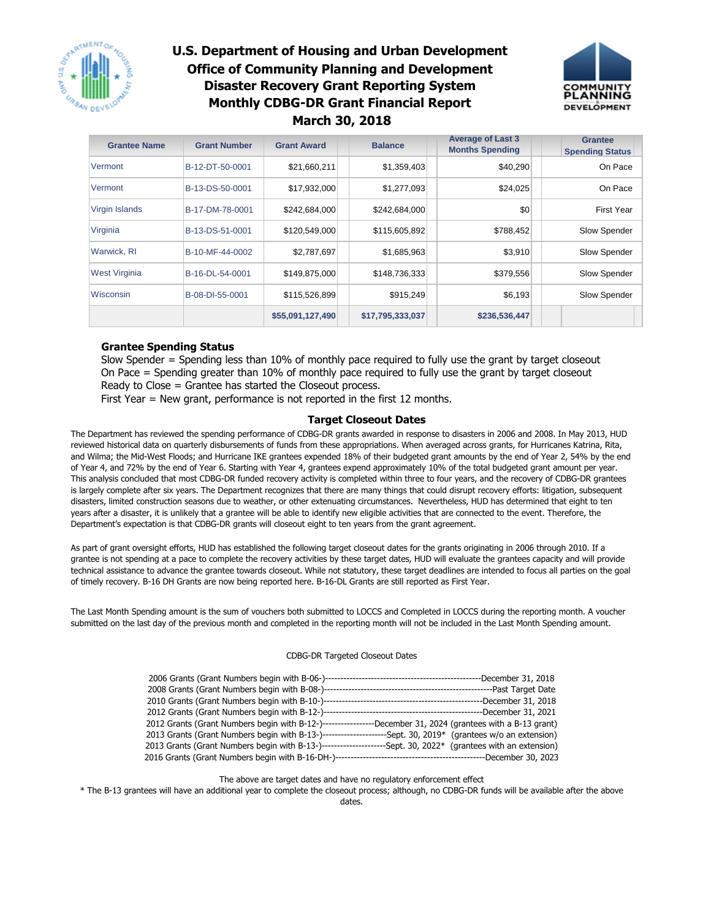# U.S. Department of Housing and Urban Development
## Office of Community Planning and Development
## Disaster Recovery Grant Reporting System
## Monthly CDBG-DR Grant Financial Report
## March 30, 2018

| Grantee Name | Grant Number | Grant Award | Balance | Average of Last 3 Months Spending | Grantee Spending Status |
|---|---|---|---|---|---|
| Vermont | B-12-DT-50-0001 | $21,660,211 | $1,359,403 | $40,290 | On Pace |
| Vermont | B-13-DS-50-0001 | $17,932,000 | $1,277,093 | $24,025 | On Pace |
| Virgin Islands | B-17-DM-78-0001 | $242,684,000 | $242,684,000 | $0 | First Year |
| Virginia | B-13-DS-51-0001 | $120,549,000 | $115,605,892 | $788,452 | Slow Spender |
| Warwick, RI | B-10-MF-44-0002 | $2,787,697 | $1,685,963 | $3,910 | Slow Spender |
| West Virginia | B-16-DL-54-0001 | $149,875,000 | $148,736,333 | $379,556 | Slow Spender |
| Wisconsin | B-08-DI-55-0001 | $115,526,899 | $915,249 | $6,193 | Slow Spender |
| | | $55,091,127,490 | $17,795,333,037 | $236,536,447 | |

### Grantee Spending Status

Slow Spender = Spending less than 10% of monthly pace required to fully use the grant by target closeout
On Pace = Spending greater than 10% of monthly pace required to fully use the grant by target closeout
Ready to Close = Grantee has started the Closeout process.
First Year = New grant, performance is not reported in the first 12 months.

### Target Closeout Dates

The Department has reviewed the spending performance of CDBG-DR grants awarded in response to disasters in 2006 and 2008. In May 2013, HUD reviewed historical data on quarterly disbursements of funds from these appropriations. When averaged across grants, for Hurricanes Katrina, Rita, and Wilma; the Mid-West Floods; and Hurricane IKE grantees expended 18% of their budgeted grant amounts by the end of Year 2, 54% by the end of Year 4, and 72% by the end of Year 6. Starting with Year 4, grantees expend approximately 10% of the total budgeted grant amount per year. This analysis concluded that most CDBG-DR funded recovery activity is completed within three to four years, and the recovery of CDBG-DR grantees is largely complete after six years. The Department recognizes that there are many things that could disrupt recovery efforts: litigation, subsequent disasters, limited construction seasons due to weather, or other extenuating circumstances. Nevertheless, HUD has determined that eight to ten years after a disaster, it is unlikely that a grantee will be able to identify new eligible activities that are connected to the event. Therefore, the Department's expectation is that CDBG-DR grants will closeout eight to ten years from the grant agreement.

As part of grant oversight efforts, HUD has established the following target closeout dates for the grants originating in 2006 through 2010. If a grantee is not spending at a pace to complete the recovery activities by these target dates, HUD will evaluate the grantees capacity and will provide technical assistance to advance the grantee towards closeout. While not statutory, these target deadlines are intended to focus all parties on the goal of timely recovery. B-16 DH Grants are now being reported here. B-16-DL Grants are still reported as First Year.

The Last Month Spending amount is the sum of vouchers both submitted to LOCCS and Completed in LOCCS during the reporting month. A voucher submitted on the last day of the previous month and completed in the reporting month will not be included in the Last Month Spending amount.

CDBG-DR Targeted Closeout Dates

2006 Grants (Grant Numbers begin with B-06-)---------------------------------------------------December 31, 2018
2008 Grants (Grant Numbers begin with B-08-)--------------------------------------------------------Past Target Date
2010 Grants (Grant Numbers begin with B-10-)---------------------------------------------------December 31, 2018
2012 Grants (Grant Numbers begin with B-12-)---------------------------------------------------December 31, 2021
2012 Grants (Grant Numbers begin with B-12-)-----------------December 31, 2024 (grantees with a B-13 grant)
2013 Grants (Grant Numbers begin with B-13-)---------------------Sept. 30, 2019* (grantees w/o an extension)
2013 Grants (Grant Numbers begin with B-13-)---------------------Sept. 30, 2022* (grantees with an extension)
2016 Grants (Grant Numbers begin with B-16-DH-)-------------------------------------------------December 30, 2023

The above are target dates and have no regulatory enforcement effect

* The B-13 grantees will have an additional year to complete the closeout process; although, no CDBG-DR funds will be available after the above dates.